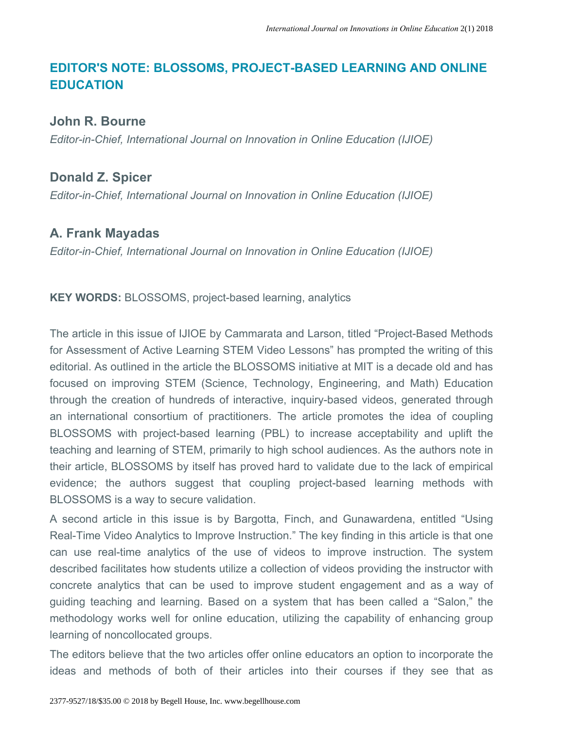# EDITOR'S NOTE: BLOSSOMS, PROJECT-BASED LEARNING AND ONLINE EDUCATION

## John R. Bourne

*Editor-in-Chief, International Journal on Innovation in Online Education (IJIOE)*

## Donald Z. Spicer

*Editor-in-Chief, International Journal on Innovation in Online Education (IJIOE)*

## A. Frank Mayadas

*Editor-in-Chief, International Journal on Innovation in Online Education (IJIOE)*

**KEY WORDS:** BLOSSOMS, project-based learning, analytics

The article in this issue of IJIOE by Cammarata and Larson, titled "Project-Based Methods for Assessment of Active Learning STEM Video Lessons" has prompted the writing of this editorial. As outlined in the article the BLOSSOMS initiative at MIT is a decade old and has focused on improving STEM (Science, Technology, Engineering, and Math) Education through the creation of hundreds of interactive, inquiry-based videos, generated through an international consortium of practitioners. The article promotes the idea of coupling BLOSSOMS with project-based learning (PBL) to increase acceptability and uplift the teaching and learning of STEM, primarily to high school audiences. As the authors note in their article, BLOSSOMS by itself has proved hard to validate due to the lack of empirical evidence; the authors suggest that coupling project-based learning methods with BLOSSOMS is a way to secure validation.

A second article in this issue is by Bargotta, Finch, and Gunawardena, entitled "Using Real-Time Video Analytics to Improve Instruction." The key finding in this article is that one can use real-time analytics of the use of videos to improve instruction. The system described facilitates how students utilize a collection of videos providing the instructor with concrete analytics that can be used to improve student engagement and as a way of guiding teaching and learning. Based on a system that has been called a "Salon," the methodology works well for online education, utilizing the capability of enhancing group learning of noncollocated groups.

The editors believe that the two articles offer online educators an option to incorporate the ideas and methods of both of their articles into their courses if they see that as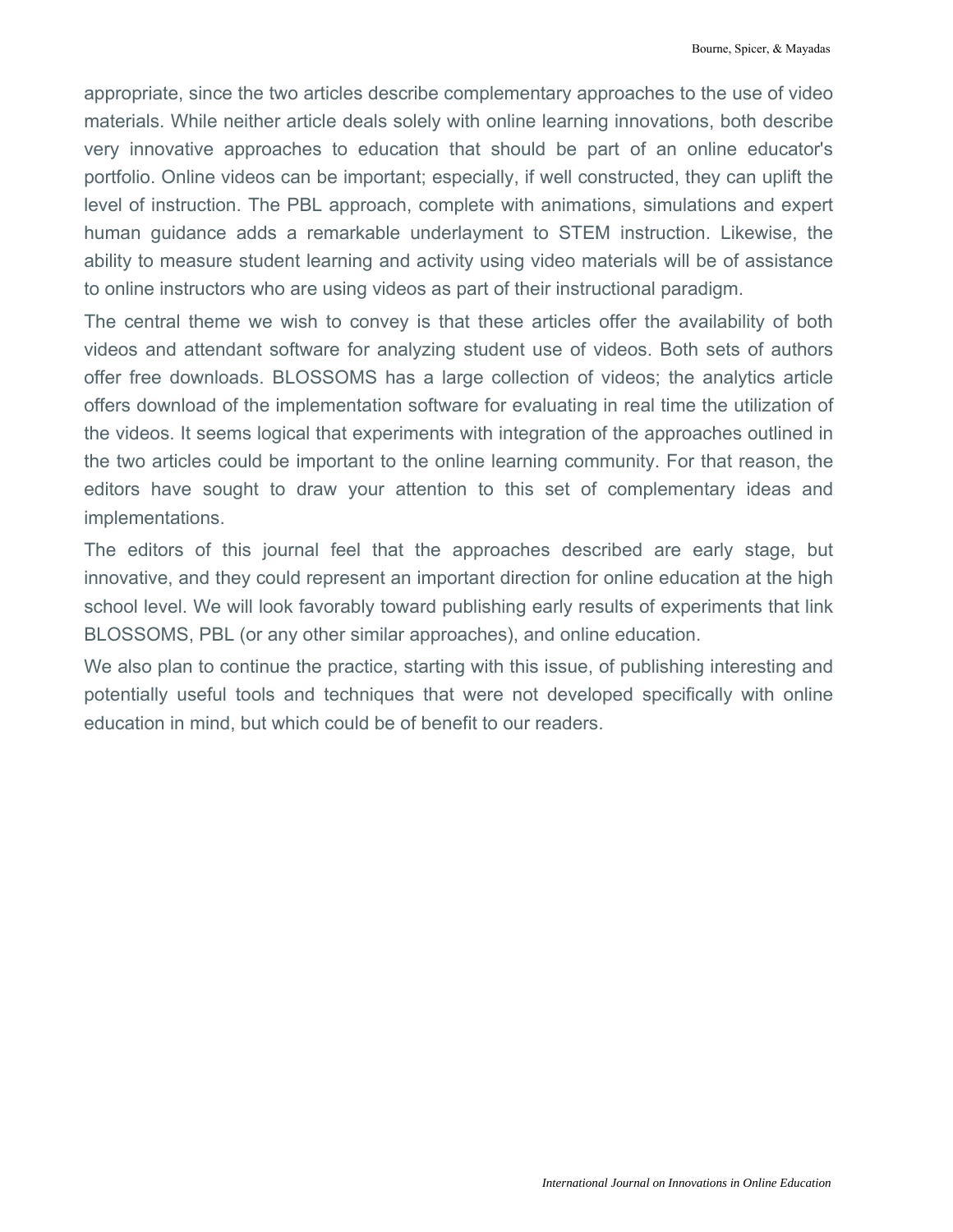appropriate, since the two articles describe complementary approaches to the use of video materials. While neither article deals solely with online learning innovations, both describe very innovative approaches to education that should be part of an online educator's portfolio. Online videos can be important; especially, if well constructed, they can uplift the level of instruction. The PBL approach, complete with animations, simulations and expert human guidance adds a remarkable underlayment to STEM instruction. Likewise, the ability to measure student learning and activity using video materials will be of assistance to online instructors who are using videos as part of their instructional paradigm.

The central theme we wish to convey is that these articles offer the availability of both videos and attendant software for analyzing student use of videos. Both sets of authors offer free downloads. BLOSSOMS has a large collection of videos; the analytics article offers download of the implementation software for evaluating in real time the utilization of the videos. It seems logical that experiments with integration of the approaches outlined in the two articles could be important to the online learning community. For that reason, the editors have sought to draw your attention to this set of complementary ideas and implementations.

The editors of this journal feel that the approaches described are early stage, but innovative, and they could represent an important direction for online education at the high school level. We will look favorably toward publishing early results of experiments that link BLOSSOMS, PBL (or any other similar approaches), and online education.

We also plan to continue the practice, starting with this issue, of publishing interesting and potentially useful tools and techniques that were not developed specifically with online education in mind, but which could be of benefit to our readers.